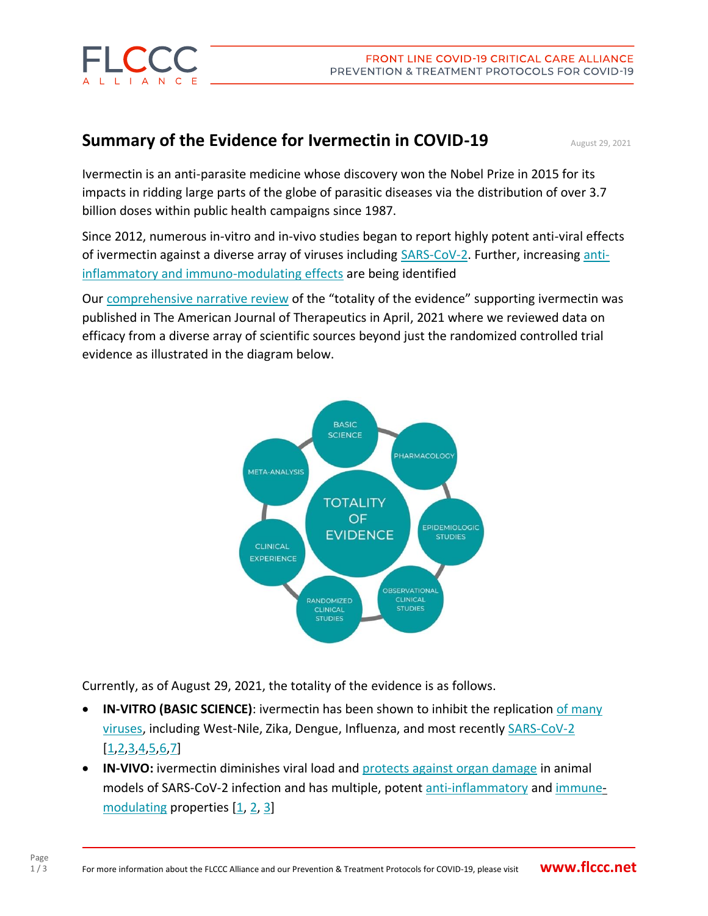# Summary of the Evidence for Ivermectin in COVID-19

August 29, 2021

Ivermectin is an anti-parasite medicine whose discovery won the Nobel Prize in 2015 for its impacts in ridding large parts of the globe of parasitic diseases via the distribution of over 3.7 billion doses within public health campaigns since 1987.

Since 2012, numerous in-vitro and in-vivo studies began to report highly potent anti-viral effects of ivermectin against a diverse array of viruses including SARS-CoV-2. Further, increasing anti-inflammatory and immuno-modulating effects are being identified

Our comprehensive narrative review of the "totality of the evidence" supporting ivermectin was published in The American Journal of Therapeutics in April, 2021 where we reviewed data on efficacy from a diverse array of scientific sources beyond just the randomized controlled trial evidence as illustrated in the diagram below.

Currently, as of August 29, 2021, the totality of the evidence is as follows.

- **IN-VITRO (BASIC SCIENCE)**: ivermectin has been shown to inhibit the replication of many viruses, including West-Nile, Zika, Dengue, Influenza, and most recently SARS-CoV-2 [1,2,3,4,5,6,7]
- **IN-VIVO:** ivermectin diminishes viral load and protects against organ damage in animal models of SARS-CoV-2 infection and has multiple, potent anti-inflammatory and immune-modulating properties [1, 2, 3]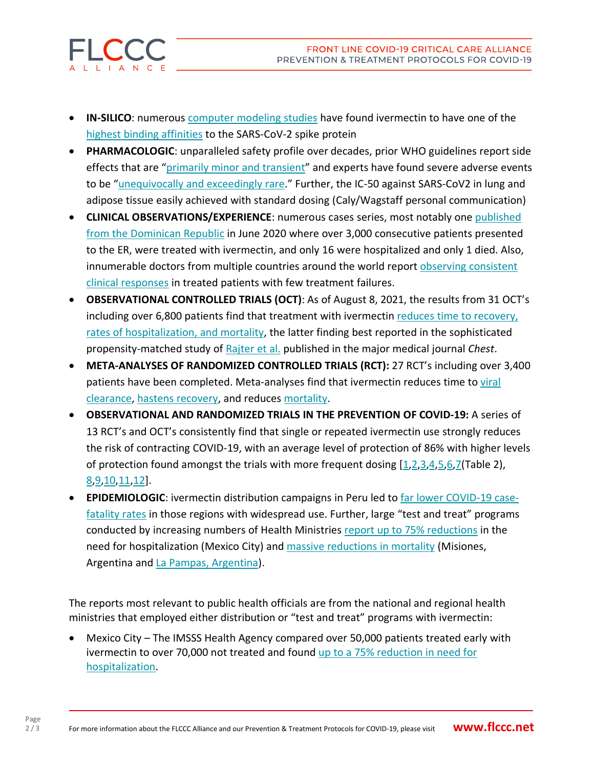- **IN-SILICO**: numerous computer modeling studies have found ivermectin to have one of the highest binding affinities to the SARS-CoV-2 spike protein
- **PHARMACOLOGIC**: unparalleled safety profile over decades, prior WHO guidelines report side effects that are "primarily minor and transient" and experts have found severe adverse events to be "unequivocally and exceedingly rare." Further, the IC-50 against SARS-CoV2 in lung and adipose tissue easily achieved with standard dosing (Caly/Wagstaff personal communication)
- **CLINICAL OBSERVATIONS/EXPERIENCE**: numerous cases series, most notably one published from the Dominican Republic in June 2020 where over 3,000 consecutive patients presented to the ER, were treated with ivermectin, and only 16 were hospitalized and only 1 died. Also, innumerable doctors from multiple countries around the world report observing consistent clinical responses in treated patients with few treatment failures.
- **OBSERVATIONAL CONTROLLED TRIALS (OCT)**: As of August 8, 2021, the results from 31 OCT's including over 6,800 patients find that treatment with ivermectin reduces time to recovery, rates of hospitalization, and mortality, the latter finding best reported in the sophisticated propensity-matched study of Rajter et al. published in the major medical journal *Chest*.
- **META-ANALYSES OF RANDOMIZED CONTROLLED TRIALS (RCT):** 27 RCT's including over 3,400 patients have been completed. Meta-analyses find that ivermectin reduces time to viral clearance, hastens recovery, and reduces mortality.
- **OBSERVATIONAL AND RANDOMIZED TRIALS IN THE PREVENTION OF COVID-19:** A series of 13 RCT's and OCT's consistently find that single or repeated ivermectin use strongly reduces the risk of contracting COVID-19, with an average level of protection of 86% with higher levels of protection found amongst the trials with more frequent dosing [1,2,3,4,5,6,7(Table 2), 8,9,10,11,12].
- **EPIDEMIOLOGIC**: ivermectin distribution campaigns in Peru led to far lower COVID-19 case-fatality rates in those regions with widespread use. Further, large "test and treat" programs conducted by increasing numbers of Health Ministries report up to 75% reductions in the need for hospitalization (Mexico City) and massive reductions in mortality (Misiones, Argentina and La Pampas, Argentina).

The reports most relevant to public health officials are from the national and regional health ministries that employed either distribution or "test and treat" programs with ivermectin:

- Mexico City – The IMSSS Health Agency compared over 50,000 patients treated early with ivermectin to over 70,000 not treated and found up to a 75% reduction in need for hospitalization.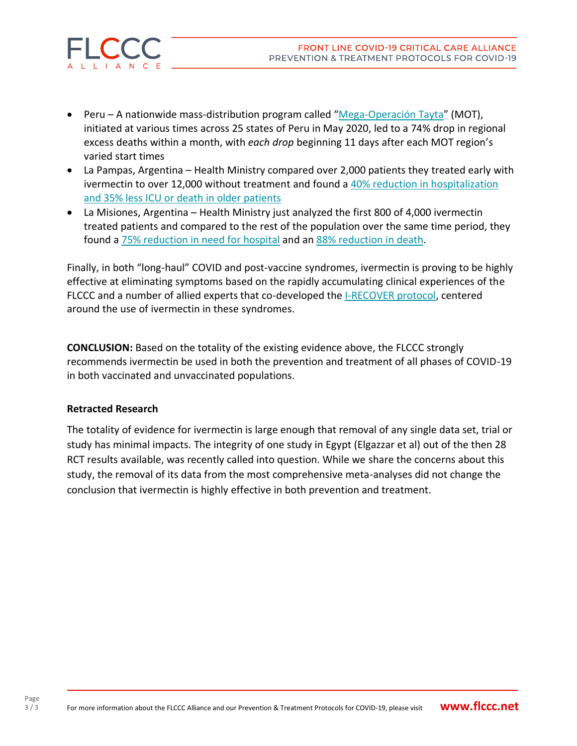- Peru – A nationwide mass-distribution program called "Mega-Operación Tayta" (MOT), initiated at various times across 25 states of Peru in May 2020, led to a 74% drop in regional excess deaths within a month, with *each drop* beginning 11 days after each MOT region's varied start times
- La Pampas, Argentina – Health Ministry compared over 2,000 patients they treated early with ivermectin to over 12,000 without treatment and found a 40% reduction in hospitalization and 35% less ICU or death in older patients
- La Misiones, Argentina – Health Ministry just analyzed the first 800 of 4,000 ivermectin treated patients and compared to the rest of the population over the same time period, they found a 75% reduction in need for hospital and an 88% reduction in death.

Finally, in both "long-haul" COVID and post-vaccine syndromes, ivermectin is proving to be highly effective at eliminating symptoms based on the rapidly accumulating clinical experiences of the FLCCC and a number of allied experts that co-developed the I-RECOVER protocol, centered around the use of ivermectin in these syndromes.

**CONCLUSION:** Based on the totality of the existing evidence above, the FLCCC strongly recommends ivermectin be used in both the prevention and treatment of all phases of COVID-19 in both vaccinated and unvaccinated populations.

**Retracted Research**

The totality of evidence for ivermectin is large enough that removal of any single data set, trial or study has minimal impacts. The integrity of one study in Egypt (Elgazzar et al) out of the then 28 RCT results available, was recently called into question. While we share the concerns about this study, the removal of its data from the most comprehensive meta-analyses did not change the conclusion that ivermectin is highly effective in both prevention and treatment.